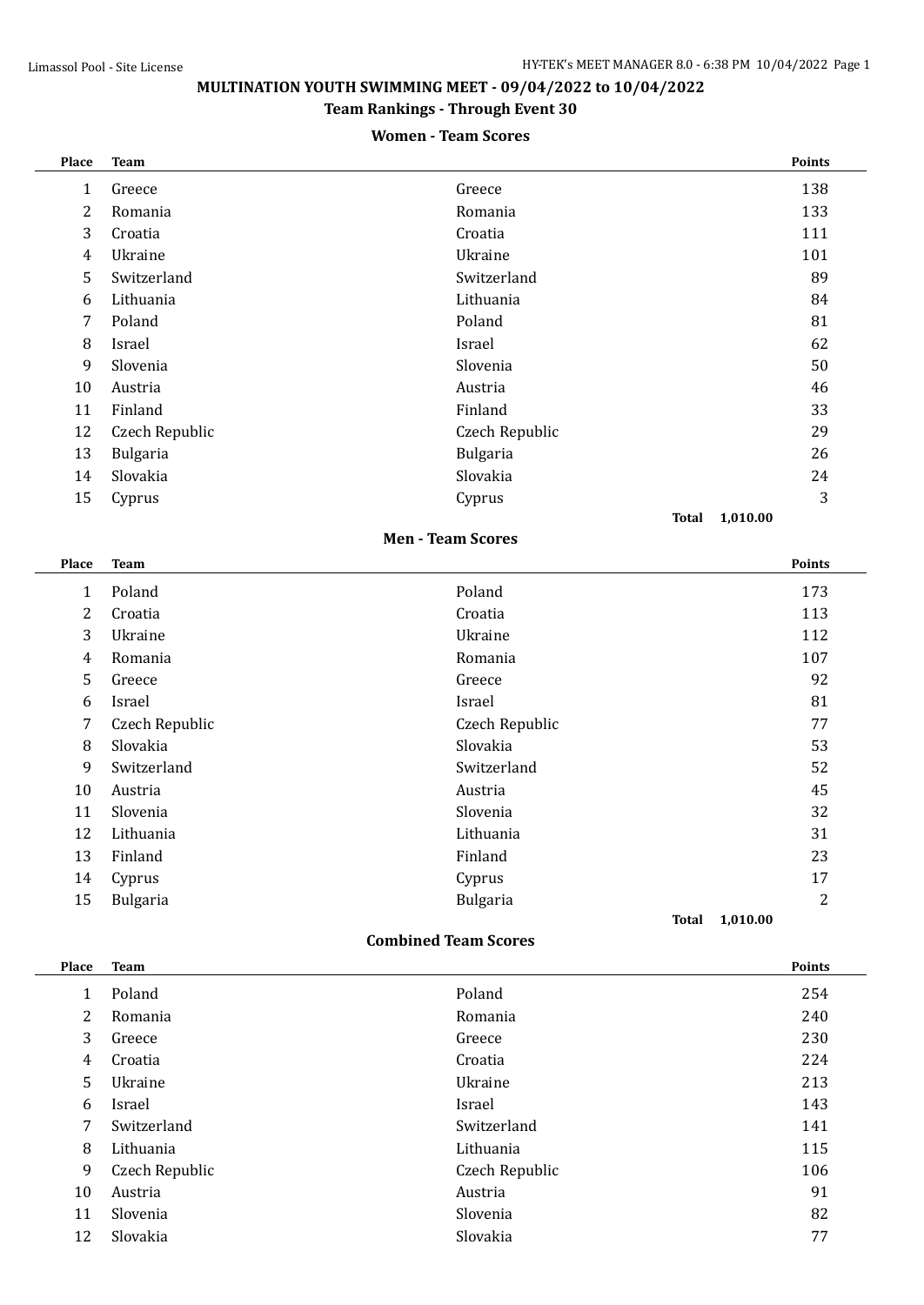# MULTINATION YOUTH SWIMMING MEET - 09/04/2022 to 10/04/2022

## Team Rankings - Through Event 30

### Women - Team Scores

| Place | Team | | Points |
|---|---|---|---|
| 1 | Greece | Greece | 138 |
| 2 | Romania | Romania | 133 |
| 3 | Croatia | Croatia | 111 |
| 4 | Ukraine | Ukraine | 101 |
| 5 | Switzerland | Switzerland | 89 |
| 6 | Lithuania | Lithuania | 84 |
| 7 | Poland | Poland | 81 |
| 8 | Israel | Israel | 62 |
| 9 | Slovenia | Slovenia | 50 |
| 10 | Austria | Austria | 46 |
| 11 | Finland | Finland | 33 |
| 12 | Czech Republic | Czech Republic | 29 |
| 13 | Bulgaria | Bulgaria | 26 |
| 14 | Slovakia | Slovakia | 24 |
| 15 | Cyprus | Cyprus | 3 |
| | | **Total** | 1,010.00 |

### Men - Team Scores

| Place | Team | | Points |
|---|---|---|---|
| 1 | Poland | Poland | 173 |
| 2 | Croatia | Croatia | 113 |
| 3 | Ukraine | Ukraine | 112 |
| 4 | Romania | Romania | 107 |
| 5 | Greece | Greece | 92 |
| 6 | Israel | Israel | 81 |
| 7 | Czech Republic | Czech Republic | 77 |
| 8 | Slovakia | Slovakia | 53 |
| 9 | Switzerland | Switzerland | 52 |
| 10 | Austria | Austria | 45 |
| 11 | Slovenia | Slovenia | 32 |
| 12 | Lithuania | Lithuania | 31 |
| 13 | Finland | Finland | 23 |
| 14 | Cyprus | Cyprus | 17 |
| 15 | Bulgaria | Bulgaria | 2 |
| | | **Total** | 1,010.00 |

### Combined Team Scores

| Place | Team | | Points |
|---|---|---|---|
| 1 | Poland | Poland | 254 |
| 2 | Romania | Romania | 240 |
| 3 | Greece | Greece | 230 |
| 4 | Croatia | Croatia | 224 |
| 5 | Ukraine | Ukraine | 213 |
| 6 | Israel | Israel | 143 |
| 7 | Switzerland | Switzerland | 141 |
| 8 | Lithuania | Lithuania | 115 |
| 9 | Czech Republic | Czech Republic | 106 |
| 10 | Austria | Austria | 91 |
| 11 | Slovenia | Slovenia | 82 |
| 12 | Slovakia | Slovakia | 77 |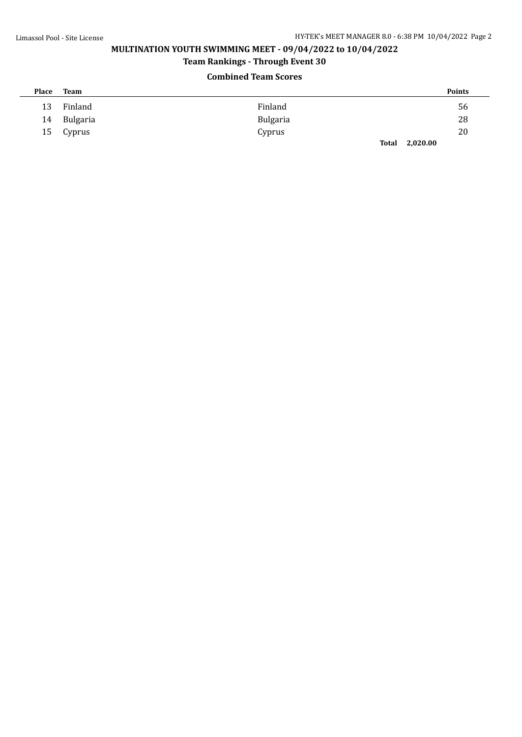## MULTINATION YOUTH SWIMMING MEET - 09/04/2022 to 10/04/2022

### Team Rankings - Through Event 30

#### Combined Team Scores

| Place | Team | | Points |
|---|---|---|---|
| 13 | Finland | Finland | 56 |
| 14 | Bulgaria | Bulgaria | 28 |
| 15 | Cyprus | Cyprus | 20 |
| | | **Total** | **2,020.00** |